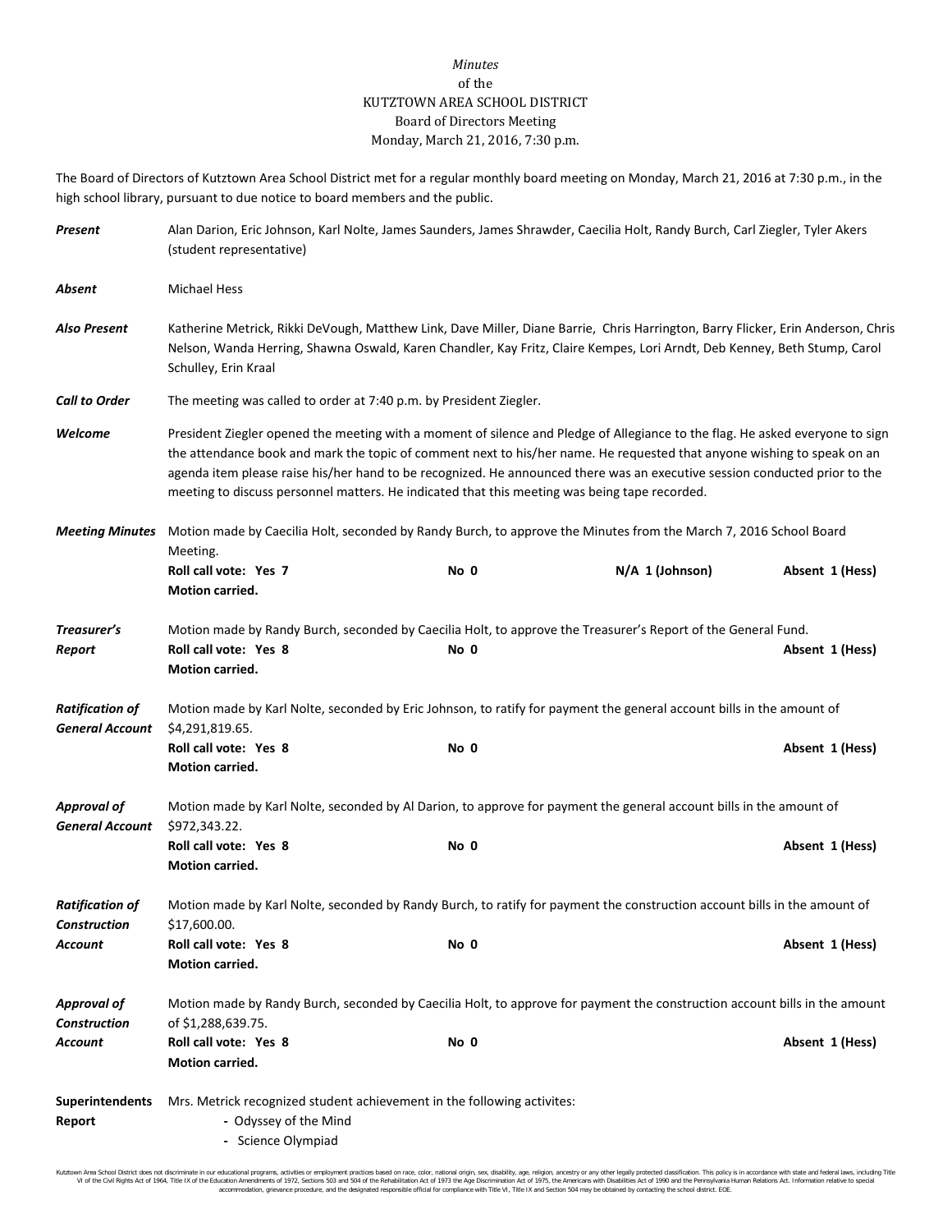*Minutes*
of the
KUTZTOWN AREA SCHOOL DISTRICT
Board of Directors Meeting
Monday, March 21, 2016, 7:30 p.m.

The Board of Directors of Kutztown Area School District met for a regular monthly board meeting on Monday, March 21, 2016 at 7:30 p.m., in the high school library, pursuant to due notice to board members and the public.

***Present*** Alan Darion, Eric Johnson, Karl Nolte, James Saunders, James Shrawder, Caecilia Holt, Randy Burch, Carl Ziegler, Tyler Akers (student representative)

***Absent*** Michael Hess

***Also Present*** Katherine Metrick, Rikki DeVough, Matthew Link, Dave Miller, Diane Barrie, Chris Harrington, Barry Flicker, Erin Anderson, Chris Nelson, Wanda Herring, Shawna Oswald, Karen Chandler, Kay Fritz, Claire Kempes, Lori Arndt, Deb Kenney, Beth Stump, Carol Schulley, Erin Kraal

***Call to Order*** The meeting was called to order at 7:40 p.m. by President Ziegler.

***Welcome*** President Ziegler opened the meeting with a moment of silence and Pledge of Allegiance to the flag. He asked everyone to sign the attendance book and mark the topic of comment next to his/her name. He requested that anyone wishing to speak on an agenda item please raise his/her hand to be recognized. He announced there was an executive session conducted prior to the meeting to discuss personnel matters. He indicated that this meeting was being tape recorded.

***Meeting Minutes*** Motion made by Caecilia Holt, seconded by Randy Burch, to approve the Minutes from the March 7, 2016 School Board Meeting.
**Roll call vote: Yes 7** **No 0** **N/A 1 (Johnson)** **Absent 1 (Hess)**
**Motion carried.**

***Treasurer's Report*** Motion made by Randy Burch, seconded by Caecilia Holt, to approve the Treasurer's Report of the General Fund.
**Roll call vote: Yes 8** **No 0** **Absent 1 (Hess)**
**Motion carried.**

***Ratification of General Account*** Motion made by Karl Nolte, seconded by Eric Johnson, to ratify for payment the general account bills in the amount of $4,291,819.65.
**Roll call vote: Yes 8** **No 0** **Absent 1 (Hess)**
**Motion carried.**

***Approval of General Account*** Motion made by Karl Nolte, seconded by Al Darion, to approve for payment the general account bills in the amount of $972,343.22.
**Roll call vote: Yes 8** **No 0** **Absent 1 (Hess)**
**Motion carried.**

***Ratification of Construction Account*** Motion made by Karl Nolte, seconded by Randy Burch, to ratify for payment the construction account bills in the amount of $17,600.00.
**Roll call vote: Yes 8** **No 0** **Absent 1 (Hess)**
**Motion carried.**

***Approval of Construction Account*** Motion made by Randy Burch, seconded by Caecilia Holt, to approve for payment the construction account bills in the amount of $1,288,639.75.
**Roll call vote: Yes 8** **No 0** **Absent 1 (Hess)**
**Motion carried.**

**Superintendents Report** Mrs. Metrick recognized student achievement in the following activites:
- Odyssey of the Mind
- Science Olympiad

Kutztown Area School District does not discriminate in our educational programs, activities or employment practices based on race, color, national origin, sex, disability, age, religion, ancestry or any other legally protected classification. This policy is in accordance with state and federal laws, including Title VI of the Civil Rights Act of 1964, Title IX of the Education Amendments of 1972, Sections 503 and 504 of the Rehabilitation Act of 1973 the Age Discrimination Act of 1975, the Americans with Disabilities Act of 1990 and the Pennsylvania Human Relations Act. Information relative to special accommodation, grievance procedure, and the designated responsible official for compliance with Title VI, Title IX and Section 504 may be obtained by contacting the school district. EOE.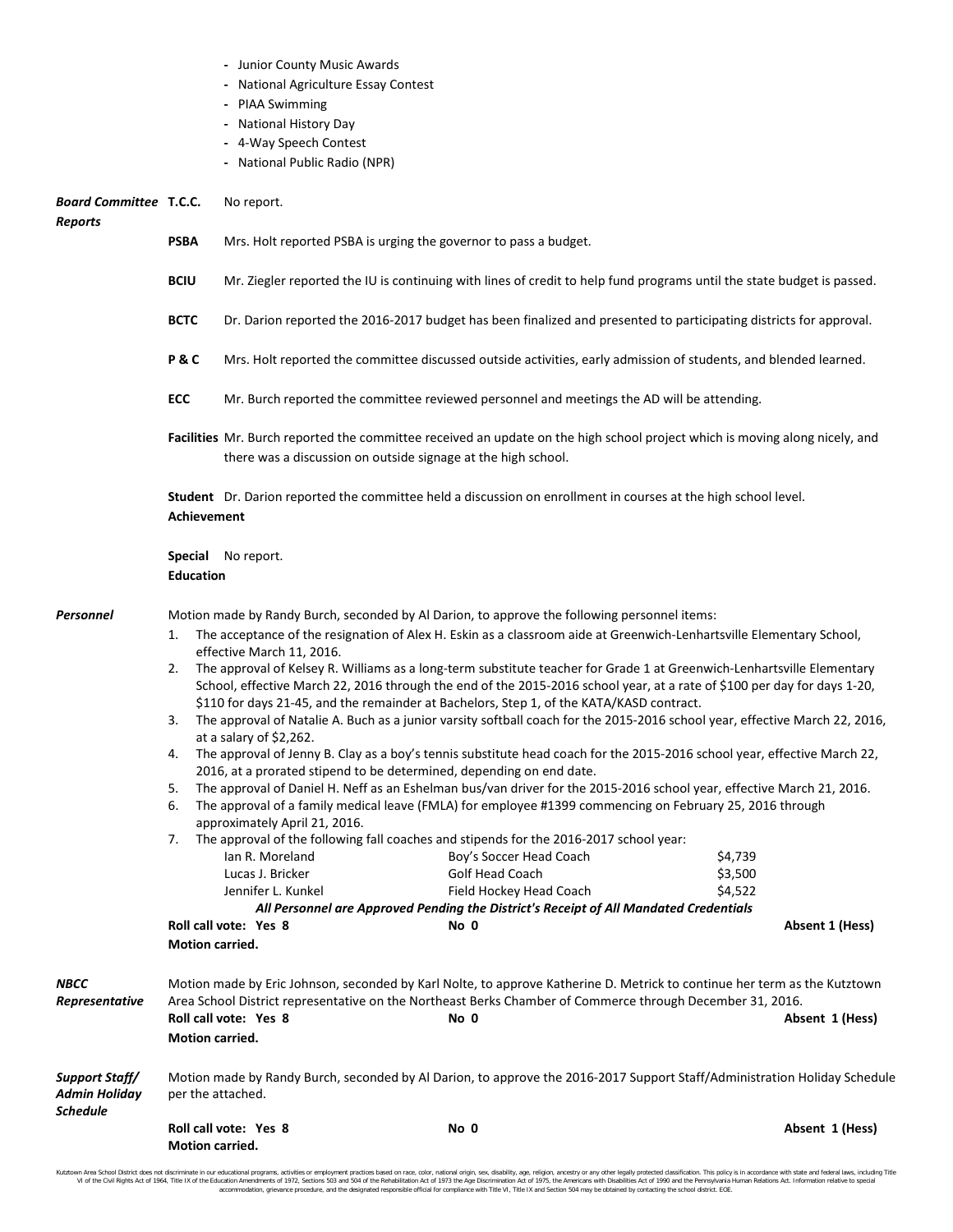- Junior County Music Awards
- National Agriculture Essay Contest
- PIAA Swimming
- National History Day
- 4-Way Speech Contest
- National Public Radio (NPR)

***Board Committee Reports***

**T.C.C.** No report.

**PSBA** Mrs. Holt reported PSBA is urging the governor to pass a budget.

**BCIU** Mr. Ziegler reported the IU is continuing with lines of credit to help fund programs until the state budget is passed.

**BCTC** Dr. Darion reported the 2016-2017 budget has been finalized and presented to participating districts for approval.

**P & C** Mrs. Holt reported the committee discussed outside activities, early admission of students, and blended learned.

**ECC** Mr. Burch reported the committee reviewed personnel and meetings the AD will be attending.

**Facilities** Mr. Burch reported the committee received an update on the high school project which is moving along nicely, and there was a discussion on outside signage at the high school.

**Student Achievement** Dr. Darion reported the committee held a discussion on enrollment in courses at the high school level.

**Special Education** No report.

***Personnel***

Motion made by Randy Burch, seconded by Al Darion, to approve the following personnel items:

1. The acceptance of the resignation of Alex H. Eskin as a classroom aide at Greenwich-Lenhartsville Elementary School, effective March 11, 2016.
2. The approval of Kelsey R. Williams as a long-term substitute teacher for Grade 1 at Greenwich-Lenhartsville Elementary School, effective March 22, 2016 through the end of the 2015-2016 school year, at a rate of $100 per day for days 1-20, $110 for days 21-45, and the remainder at Bachelors, Step 1, of the KATA/KASD contract.
3. The approval of Natalie A. Buch as a junior varsity softball coach for the 2015-2016 school year, effective March 22, 2016, at a salary of $2,262.
4. The approval of Jenny B. Clay as a boy's tennis substitute head coach for the 2015-2016 school year, effective March 22, 2016, at a prorated stipend to be determined, depending on end date.
5. The approval of Daniel H. Neff as an Eshelman bus/van driver for the 2015-2016 school year, effective March 21, 2016.
6. The approval of a family medical leave (FMLA) for employee #1399 commencing on February 25, 2016 through approximately April 21, 2016.
7. The approval of the following fall coaches and stipends for the 2016-2017 school year:

| | | |
|---|---|---|
| Ian R. Moreland | Boy's Soccer Head Coach | $4,739 |
| Lucas J. Bricker | Golf Head Coach | $3,500 |
| Jennifer L. Kunkel | Field Hockey Head Coach | $4,522 |

***All Personnel are Approved Pending the District's Receipt of All Mandated Credentials***

**Roll call vote: Yes 8 No 0 Absent 1 (Hess)**
**Motion carried.**

***NBCC Representative***

Motion made by Eric Johnson, seconded by Karl Nolte, to approve Katherine D. Metrick to continue her term as the Kutztown Area School District representative on the Northeast Berks Chamber of Commerce through December 31, 2016.

**Roll call vote: Yes 8 No 0 Absent 1 (Hess)**
**Motion carried.**

***Support Staff/ Admin Holiday Schedule***

Motion made by Randy Burch, seconded by Al Darion, to approve the 2016-2017 Support Staff/Administration Holiday Schedule per the attached.

**Roll call vote: Yes 8 No 0 Absent 1 (Hess)**
**Motion carried.**

Kutztown Area School District does not discriminate in our educational programs, activities or employment practices based on race, color, national origin, sex, disability, age, religion, ancestry or any other legally protected classification. This policy is in accordance with state and federal laws, including Title VI of the Civil Rights Act of 1964, Title IX of the Education Amendments of 1972, Sections 503 and 504 of the Rehabilitation Act of 1973 the Age Discrimination Act of 1975, the Americans with Disabilities Act of 1990 and the Pennsylvania Human Relations Act. Information relative to special accommodation, grievance procedure, and the designated responsible official for compliance with Title VI, Title IX and Section 504 may be obtained by contacting the school district. EOE.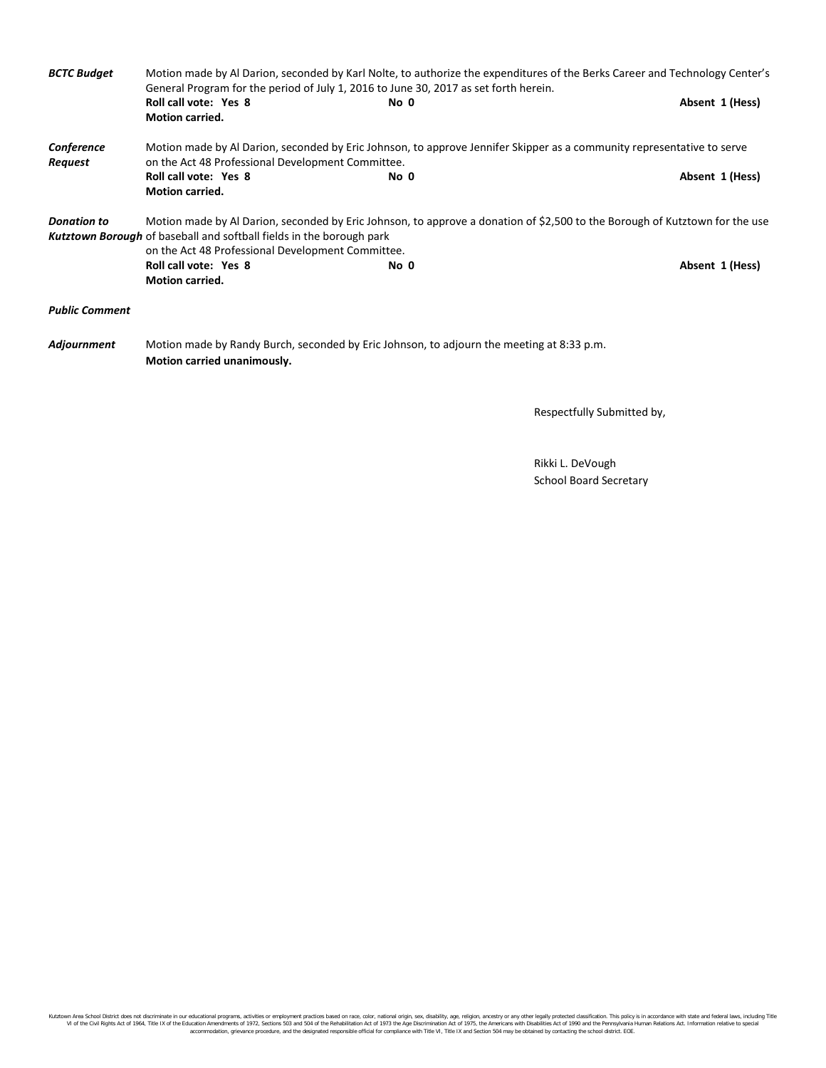***BCTC Budget***

Motion made by Al Darion, seconded by Karl Nolte, to authorize the expenditures of the Berks Career and Technology Center's General Program for the period of July 1, 2016 to June 30, 2017 as set forth herein.

**Roll call vote: Yes 8** **No 0** **Absent 1 (Hess)**

**Motion carried.**

***Conference Request***

Motion made by Al Darion, seconded by Eric Johnson, to approve Jennifer Skipper as a community representative to serve on the Act 48 Professional Development Committee.

**Roll call vote: Yes 8** **No 0** **Absent 1 (Hess)**

**Motion carried.**

***Donation to Kutztown Borough***

Motion made by Al Darion, seconded by Eric Johnson, to approve a donation of $2,500 to the Borough of Kutztown for the use of baseball and softball fields in the borough park

on the Act 48 Professional Development Committee.

**Roll call vote: Yes 8** **No 0** **Absent 1 (Hess)**

**Motion carried.**

***Public Comment***

***Adjournment***

Motion made by Randy Burch, seconded by Eric Johnson, to adjourn the meeting at 8:33 p.m.

**Motion carried unanimously.**

Respectfully Submitted by,

Rikki L. DeVough
School Board Secretary

Kutztown Area School District does not discriminate in our educational programs, activities or employment practices based on race, color, national origin, sex, disability, age, religion, ancestry or any other legally protected classification. This policy is in accordance with state and federal laws, including Title VI of the Civil Rights Act of 1964, Title IX of the Education Amendments of 1972, Sections 503 and 504 of the Rehabilitation Act of 1973 the Age Discrimination Act of 1975, the Americans with Disabilities Act of 1990 and the Pennsylvania Human Relations Act. Information relative to special accommodation, grievance procedure, and the designated responsible official for compliance with Title VI, Title IX and Section 504 may be obtained by contacting the school district. EOE.